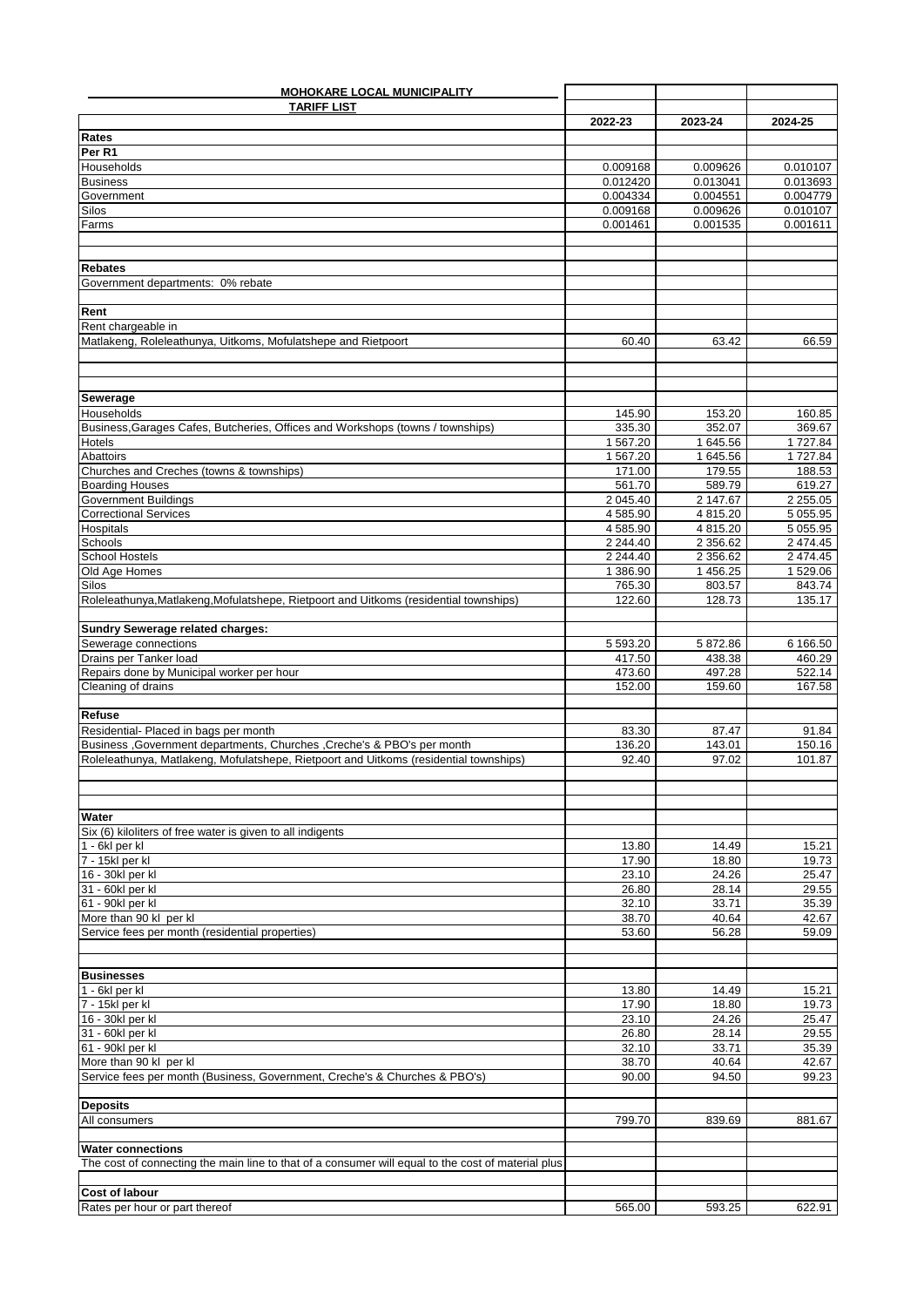**MOHOKARE LOCAL MUNICIPALITY**

**TARIFF LIST**

| | 2022-23 | 2023-24 | 2024-25 |
|---|---|---|---|
| **Rates** | | | |
| **Per R1** | | | |
| Households | 0.009168 | 0.009626 | 0.010107 |
| Business | 0.012420 | 0.013041 | 0.013693 |
| Government | 0.004334 | 0.004551 | 0.004779 |
| Silos | 0.009168 | 0.009626 | 0.010107 |
| Farms | 0.001461 | 0.001535 | 0.001611 |
| | | | |
| **Rebates** | | | |
| Government departments: 0% rebate | | | |
| | | | |
| **Rent** | | | |
| Rent chargeable in | | | |
| Matlakeng, Roleleathunya, Uitkoms, Mofulatshepe and Rietpoort | 60.40 | 63.42 | 66.59 |
| | | | |
| **Sewerage** | | | |
| Households | 145.90 | 153.20 | 160.85 |
| Business,Garages Cafes, Butcheries, Offices and Workshops (towns / townships) | 335.30 | 352.07 | 369.67 |
| Hotels | 1 567.20 | 1 645.56 | 1 727.84 |
| Abattoirs | 1 567.20 | 1 645.56 | 1 727.84 |
| Churches and Creches (towns & townships) | 171.00 | 179.55 | 188.53 |
| Boarding Houses | 561.70 | 589.79 | 619.27 |
| Government Buildings | 2 045.40 | 2 147.67 | 2 255.05 |
| Correctional Services | 4 585.90 | 4 815.20 | 5 055.95 |
| Hospitals | 4 585.90 | 4 815.20 | 5 055.95 |
| Schools | 2 244.40 | 2 356.62 | 2 474.45 |
| School Hostels | 2 244.40 | 2 356.62 | 2 474.45 |
| Old Age Homes | 1 386.90 | 1 456.25 | 1 529.06 |
| Silos | 765.30 | 803.57 | 843.74 |
| Roleleathunya,Matlakeng,Mofulatshepe, Rietpoort and Uitkoms (residential townships) | 122.60 | 128.73 | 135.17 |
| | | | |
| **Sundry Sewerage related charges:** | | | |
| Sewerage connections | 5 593.20 | 5 872.86 | 6 166.50 |
| Drains per Tanker load | 417.50 | 438.38 | 460.29 |
| Repairs done by Municipal worker per hour | 473.60 | 497.28 | 522.14 |
| Cleaning of drains | 152.00 | 159.60 | 167.58 |
| | | | |
| **Refuse** | | | |
| Residential- Placed in bags per month | 83.30 | 87.47 | 91.84 |
| Business ,Government departments, Churches ,Creche's & PBO's per month | 136.20 | 143.01 | 150.16 |
| Roleleathunya, Matlakeng, Mofulatshepe, Rietpoort and Uitkoms (residential townships) | 92.40 | 97.02 | 101.87 |
| | | | |
| **Water** | | | |
| Six (6) kiloliters of free water is given to all indigents | | | |
| 1 - 6kl per kl | 13.80 | 14.49 | 15.21 |
| 7 - 15kl per kl | 17.90 | 18.80 | 19.73 |
| 16 - 30kl per kl | 23.10 | 24.26 | 25.47 |
| 31 - 60kl per kl | 26.80 | 28.14 | 29.55 |
| 61 - 90kl per kl | 32.10 | 33.71 | 35.39 |
| More than 90 kl per kl | 38.70 | 40.64 | 42.67 |
| Service fees per month (residential properties) | 53.60 | 56.28 | 59.09 |
| | | | |
| **Businesses** | | | |
| 1 - 6kl per kl | 13.80 | 14.49 | 15.21 |
| 7 - 15kl per kl | 17.90 | 18.80 | 19.73 |
| 16 - 30kl per kl | 23.10 | 24.26 | 25.47 |
| 31 - 60kl per kl | 26.80 | 28.14 | 29.55 |
| 61 - 90kl per kl | 32.10 | 33.71 | 35.39 |
| More than 90 kl per kl | 38.70 | 40.64 | 42.67 |
| Service fees per month (Business, Government, Creche's & Churches & PBO's) | 90.00 | 94.50 | 99.23 |
| | | | |
| **Deposits** | | | |
| All consumers | 799.70 | 839.69 | 881.67 |
| | | | |
| **Water connections** | | | |
| The cost of connecting the main line to that of a consumer will equal to the cost of material plus | | | |
| | | | |
| **Cost of labour** | | | |
| Rates per hour or part thereof | 565.00 | 593.25 | 622.91 |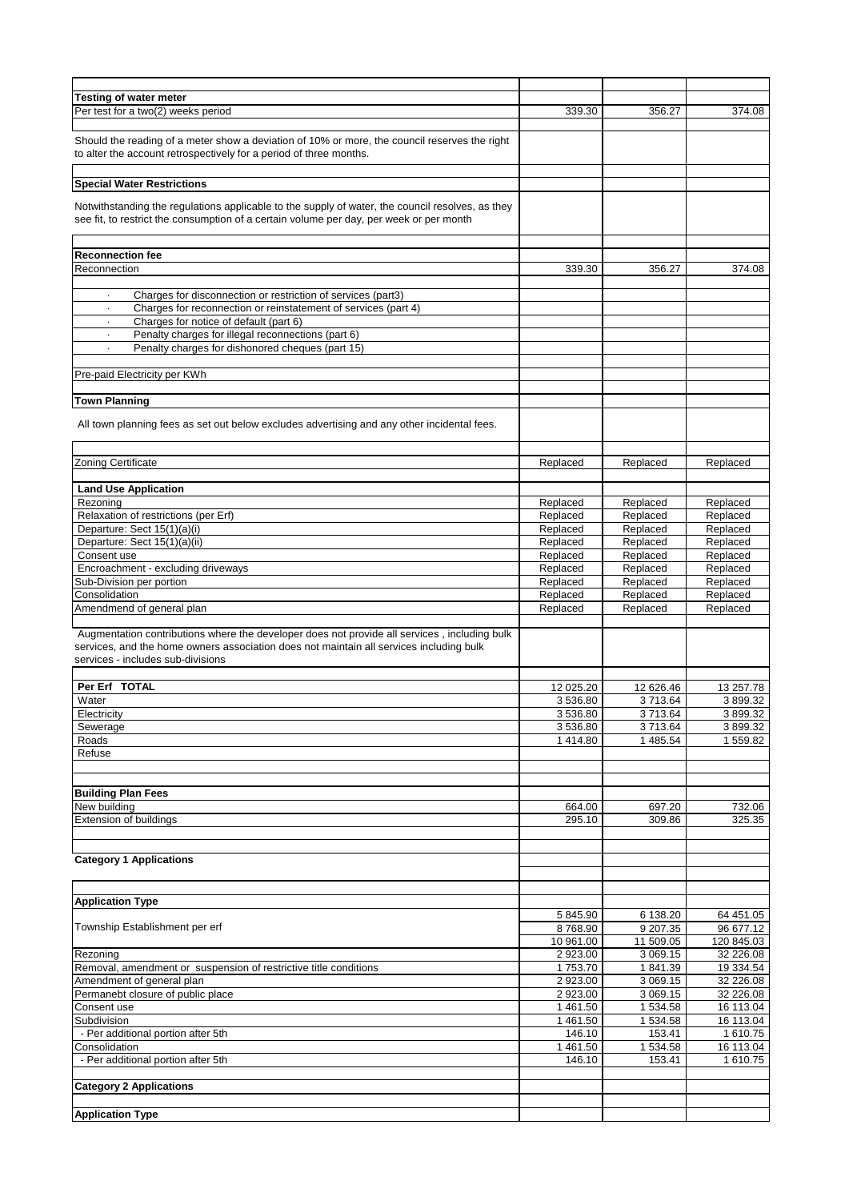| | | | |
|---|---|---|---|
| **Testing of water meter** | | | |
| Per test for a two(2) weeks period | 339.30 | 356.27 | 374.08 |
| | | | |
| Should the reading of a meter show a deviation of 10% or more, the council reserves the right to alter the account retrospectively for a period of three months. | | | |
| | | | |
| **Special Water Restrictions** | | | |
| Notwithstanding the regulations applicable to the supply of water, the council resolves, as they see fit, to restrict the consumption of a certain volume per day, per week or per month | | | |
| | | | |
| **Reconnection fee** | | | |
| Reconnection | 339.30 | 356.27 | 374.08 |
| | | | |
| · Charges for disconnection or restriction of services (part3) | | | |
| · Charges for reconnection or reinstatement of services (part 4) | | | |
| · Charges for notice of default (part 6) | | | |
| · Penalty charges for illegal reconnections (part 6) | | | |
| · Penalty charges for dishonored cheques (part 15) | | | |
| | | | |
| Pre-paid Electricity per KWh | | | |
| | | | |
| **Town Planning** | | | |
| All town planning fees as set out below excludes advertising and any other incidental fees. | | | |
| | | | |
| Zoning Certificate | Replaced | Replaced | Replaced |
| | | | |
| **Land Use Application** | | | |
| Rezoning | Replaced | Replaced | Replaced |
| Relaxation of restrictions (per Erf) | Replaced | Replaced | Replaced |
| Departure: Sect 15(1)(a)(i) | Replaced | Replaced | Replaced |
| Departure: Sect 15(1)(a)(ii) | Replaced | Replaced | Replaced |
| Consent use | Replaced | Replaced | Replaced |
| Encroachment - excluding driveways | Replaced | Replaced | Replaced |
| Sub-Division per portion | Replaced | Replaced | Replaced |
| Consolidation | Replaced | Replaced | Replaced |
| Amendmend of general plan | Replaced | Replaced | Replaced |
| | | | |
| Augmentation contributions where the developer does not provide all services , including bulk services, and the home owners association does not maintain all services including bulk services - includes sub-divisions | | | |
| | | | |
| **Per Erf TOTAL** | 12 025.20 | 12 626.46 | 13 257.78 |
| Water | 3 536.80 | 3 713.64 | 3 899.32 |
| Electricity | 3 536.80 | 3 713.64 | 3 899.32 |
| Sewerage | 3 536.80 | 3 713.64 | 3 899.32 |
| Roads | 1 414.80 | 1 485.54 | 1 559.82 |
| Refuse | | | |
| | | | |
| | | | |
| **Building Plan Fees** | | | |
| New building | 664.00 | 697.20 | 732.06 |
| Extension of buildings | 295.10 | 309.86 | 325.35 |
| | | | |
| | | | |
| **Category 1 Applications** | | | |
| | | | |
| | | | |
| **Application Type** | | | |
| | 5 845.90 | 6 138.20 | 64 451.05 |
| Township Establishment per erf | 8 768.90 | 9 207.35 | 96 677.12 |
| | 10 961.00 | 11 509.05 | 120 845.03 |
| Rezoning | 2 923.00 | 3 069.15 | 32 226.08 |
| Removal, amendment or suspension of restrictive title conditions | 1 753.70 | 1 841.39 | 19 334.54 |
| Amendment of general plan | 2 923.00 | 3 069.15 | 32 226.08 |
| Permanebt closure of public place | 2 923.00 | 3 069.15 | 32 226.08 |
| Consent use | 1 461.50 | 1 534.58 | 16 113.04 |
| Subdivision | 1 461.50 | 1 534.58 | 16 113.04 |
| - Per additional portion after 5th | 146.10 | 153.41 | 1 610.75 |
| Consolidation | 1 461.50 | 1 534.58 | 16 113.04 |
| - Per additional portion after 5th | 146.10 | 153.41 | 1 610.75 |
| | | | |
| **Category 2 Applications** | | | |
| | | | |
| **Application Type** | | | |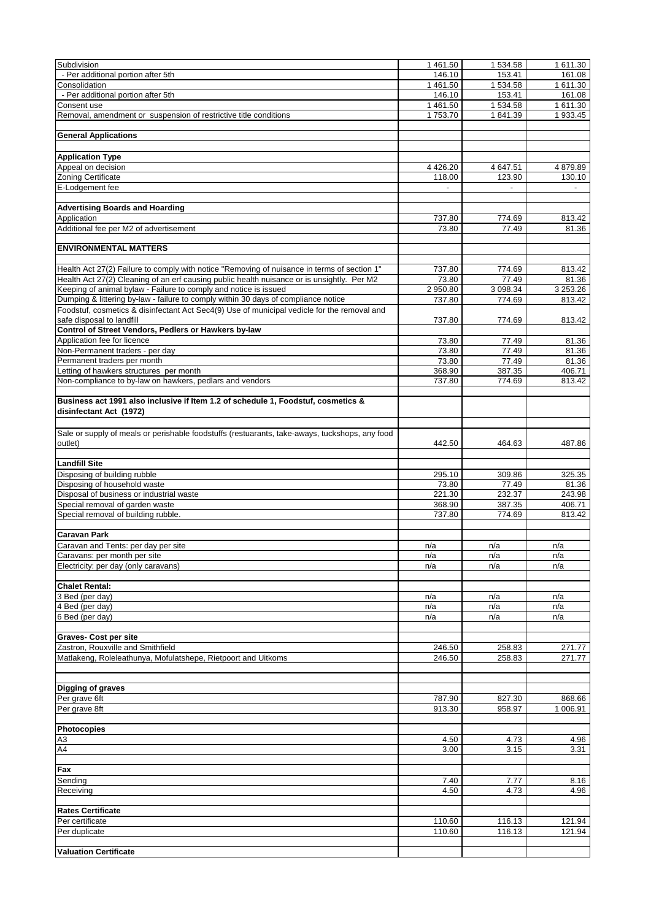| | | | |
|---|---|---|---|
| Subdivision | 1 461.50 | 1 534.58 | 1 611.30 |
| - Per additional portion after 5th | 146.10 | 153.41 | 161.08 |
| Consolidation | 1 461.50 | 1 534.58 | 1 611.30 |
| - Per additional portion after 5th | 146.10 | 153.41 | 161.08 |
| Consent use | 1 461.50 | 1 534.58 | 1 611.30 |
| Removal, amendment or suspension of restrictive title conditions | 1 753.70 | 1 841.39 | 1 933.45 |
| | | | |
| **General Applications** | | | |
| | | | |
| **Application Type** | | | |
| Appeal on decision | 4 426.20 | 4 647.51 | 4 879.89 |
| Zoning Certificate | 118.00 | 123.90 | 130.10 |
| E-Lodgement fee | - | - | - |
| | | | |
| **Advertising Boards and Hoarding** | | | |
| Application | 737.80 | 774.69 | 813.42 |
| Additional fee per M2 of advertisement | 73.80 | 77.49 | 81.36 |
| | | | |
| **ENVIRONMENTAL MATTERS** | | | |
| | | | |
| Health Act 27(2) Failure to comply with notice "Removing of nuisance in terms of section 1" | 737.80 | 774.69 | 813.42 |
| Health Act 27(2) Cleaning of an erf causing public health nuisance or is unsightly. Per M2 | 73.80 | 77.49 | 81.36 |
| Keeping of animal bylaw - Failure to comply and notice is issued | 2 950.80 | 3 098.34 | 3 253.26 |
| Dumping & littering by-law - failure to comply within 30 days of compliance notice | 737.80 | 774.69 | 813.42 |
| Foodstuf, cosmetics & disinfectant Act Sec4(9) Use of municipal vedicle for the removal and safe disposal to landfill | 737.80 | 774.69 | 813.42 |
| **Control of Street Vendors, Pedlers or Hawkers by-law** | | | |
| Application fee for licence | 73.80 | 77.49 | 81.36 |
| Non-Permanent traders - per day | 73.80 | 77.49 | 81.36 |
| Permanent traders per month | 73.80 | 77.49 | 81.36 |
| Letting of hawkers structures per month | 368.90 | 387.35 | 406.71 |
| Non-compliance to by-law on hawkers, pedlars and vendors | 737.80 | 774.69 | 813.42 |
| | | | |
| **Business act 1991 also inclusive if Item 1.2 of schedule 1, Foodstuf, cosmetics & disinfectant Act (1972)** | | | |
| | | | |
| Sale or supply of meals or perishable foodstuffs (restuarants, take-aways, tuckshops, any food outlet) | 442.50 | 464.63 | 487.86 |
| | | | |
| **Landfill Site** | | | |
| Disposing of building rubble | 295.10 | 309.86 | 325.35 |
| Disposing of household waste | 73.80 | 77.49 | 81.36 |
| Disposal of business or industrial waste | 221.30 | 232.37 | 243.98 |
| Special removal of garden waste | 368.90 | 387.35 | 406.71 |
| Special removal of building rubble. | 737.80 | 774.69 | 813.42 |
| | | | |
| **Caravan Park** | | | |
| Caravan and Tents: per day per site | n/a | n/a | n/a |
| Caravans: per month per site | n/a | n/a | n/a |
| Electricity: per day (only caravans) | n/a | n/a | n/a |
| | | | |
| **Chalet Rental:** | | | |
| 3 Bed (per day) | n/a | n/a | n/a |
| 4 Bed (per day) | n/a | n/a | n/a |
| 6 Bed (per day) | n/a | n/a | n/a |
| | | | |
| **Graves- Cost per site** | | | |
| Zastron, Rouxville and Smithfield | 246.50 | 258.83 | 271.77 |
| Matlakeng, Roleleathunya, Mofulatshepe, Rietpoort and Uitkoms | 246.50 | 258.83 | 271.77 |
| | | | |
| | | | |
| **Digging of graves** | | | |
| Per grave 6ft | 787.90 | 827.30 | 868.66 |
| Per grave 8ft | 913.30 | 958.97 | 1 006.91 |
| | | | |
| **Photocopies** | | | |
| A3 | 4.50 | 4.73 | 4.96 |
| A4 | 3.00 | 3.15 | 3.31 |
| | | | |
| **Fax** | | | |
| Sending | 7.40 | 7.77 | 8.16 |
| Receiving | 4.50 | 4.73 | 4.96 |
| | | | |
| **Rates Certificate** | | | |
| Per certificate | 110.60 | 116.13 | 121.94 |
| Per duplicate | 110.60 | 116.13 | 121.94 |
| | | | |
| **Valuation Certificate** | | | |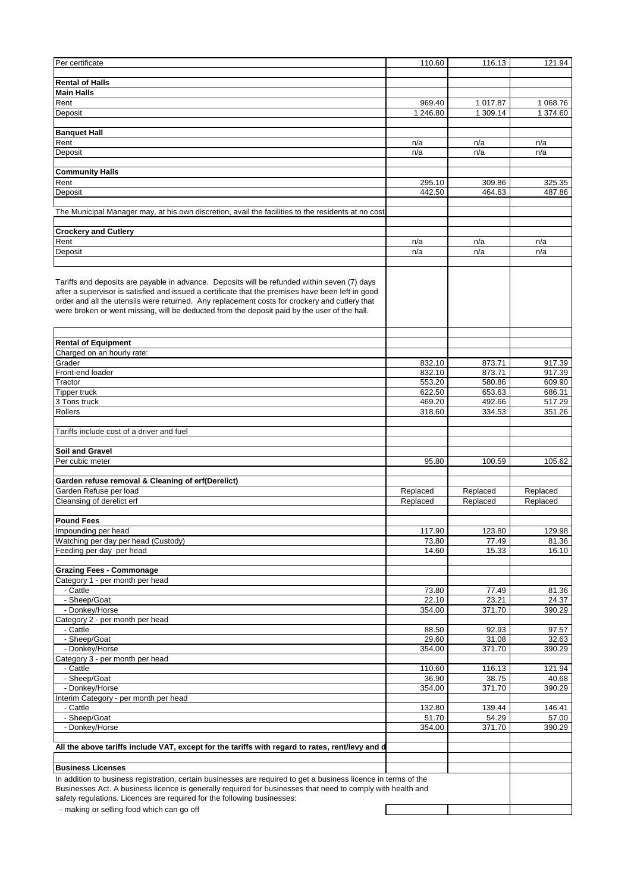| | | | |
|---|---|---|---|
| Per certificate | 110.60 | 116.13 | 121.94 |
| | | | |
| **Rental of Halls** | | | |
| **Main Halls** | | | |
| Rent | 969.40 | 1 017.87 | 1 068.76 |
| Deposit | 1 246.80 | 1 309.14 | 1 374.60 |
| | | | |
| **Banquet Hall** | | | |
| Rent | n/a | n/a | n/a |
| Deposit | n/a | n/a | n/a |
| | | | |
| **Community Halls** | | | |
| Rent | 295.10 | 309.86 | 325.35 |
| Deposit | 442.50 | 464.63 | 487.86 |
| | | | |
| The Municipal Manager may, at his own discretion, avail the facilities to the residents at no cost | | | |
| | | | |
| **Crockery and Cutlery** | | | |
| Rent | n/a | n/a | n/a |
| Deposit | n/a | n/a | n/a |
| | | | |
| Tariffs and deposits are payable in advance. Deposits will be refunded within seven (7) days after a supervisor is satisfied and issued a certificate that the premises have been left in good order and all the utensils were returned. Any replacement costs for crockery and cutlery that were broken or went missing, will be deducted from the deposit paid by the user of the hall. | | | |
| | | | |
| **Rental of Equipment** | | | |
| Charged on an hourly rate: | | | |
| Grader | 832.10 | 873.71 | 917.39 |
| Front-end loader | 832.10 | 873.71 | 917.39 |
| Tractor | 553.20 | 580.86 | 609.90 |
| Tipper truck | 622.50 | 653.63 | 686.31 |
| 3 Tons truck | 469.20 | 492.66 | 517.29 |
| Rollers | 318.60 | 334.53 | 351.26 |
| | | | |
| Tariffs include cost of a driver and fuel | | | |
| | | | |
| **Soil and Gravel** | | | |
| Per cubic meter | 95.80 | 100.59 | 105.62 |
| | | | |
| **Garden refuse removal & Cleaning of erf(Derelict)** | | | |
| Garden Refuse per load | Replaced | Replaced | Replaced |
| Cleansing of derelict erf | Replaced | Replaced | Replaced |
| | | | |
| **Pound Fees** | | | |
| Impounding per head | 117.90 | 123.80 | 129.98 |
| Watching per day per head (Custody) | 73.80 | 77.49 | 81.36 |
| Feeding per day per head | 14.60 | 15.33 | 16.10 |
| | | | |
| **Grazing Fees - Commonage** | | | |
| Category 1 - per month per head | | | |
| - Cattle | 73.80 | 77.49 | 81.36 |
| - Sheep/Goat | 22.10 | 23.21 | 24.37 |
| - Donkey/Horse | 354.00 | 371.70 | 390.29 |
| Category 2 - per month per head | | | |
| - Cattle | 88.50 | 92.93 | 97.57 |
| - Sheep/Goat | 29.60 | 31.08 | 32.63 |
| - Donkey/Horse | 354.00 | 371.70 | 390.29 |
| Category 3 - per month per head | | | |
| - Cattle | 110.60 | 116.13 | 121.94 |
| - Sheep/Goat | 36.90 | 38.75 | 40.68 |
| - Donkey/Horse | 354.00 | 371.70 | 390.29 |
| Interim Category - per month per head | | | |
| - Cattle | 132.80 | 139.44 | 146.41 |
| - Sheep/Goat | 51.70 | 54.29 | 57.00 |
| - Donkey/Horse | 354.00 | 371.70 | 390.29 |
| | | | |
| **All the above tariffs include VAT, except for the tariffs with regard to rates, rent/levy and d** | | | |
| | | | |
| **Business Licenses** | | | |
| In addition to business registration, certain businesses are required to get a business licence in terms of the Businesses Act. A business licence is generally required for businesses that need to comply with health and safety regulations. Licences are required for the following businesses: | | | |
| - making or selling food which can go off | | | |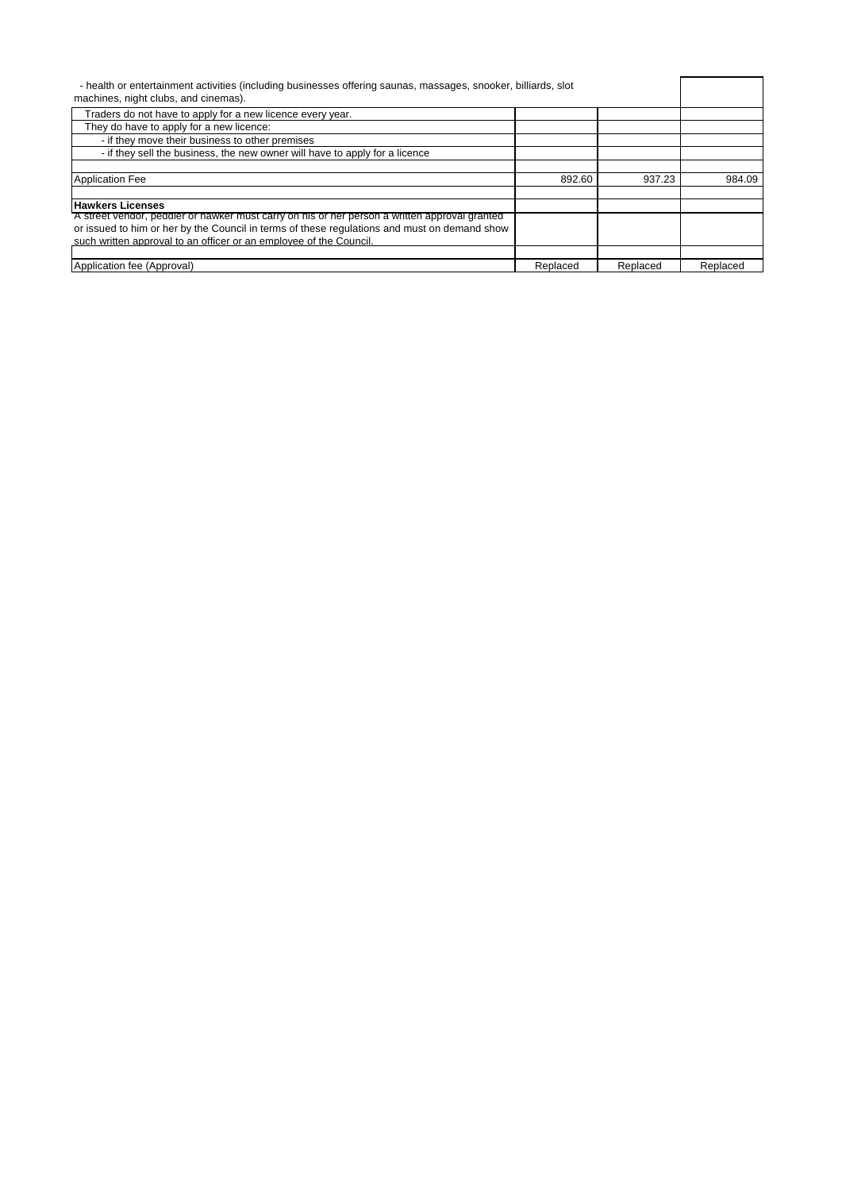| | | | |
|---|---|---|---|
| - health or entertainment activities (including businesses offering saunas, massages, snooker, billiards, slot machines, night clubs, and cinemas). | | | |
| Traders do not have to apply for a new licence every year. | | | |
| They do have to apply for a new licence: | | | |
| - if they move their business to other premises | | | |
| - if they sell the business, the new owner will have to apply for a licence | | | |
| | | | |
| Application Fee | 892.60 | 937.23 | 984.09 |
| | | | |
| **Hawkers Licenses** | | | |
| A street vendor, peddler or hawker must carry on his or her person a written approval granted or issued to him or her by the Council in terms of these regulations and must on demand show such written approval to an officer or an employee of the Council. | | | |
| | | | |
| Application fee (Approval) | Replaced | Replaced | Replaced |